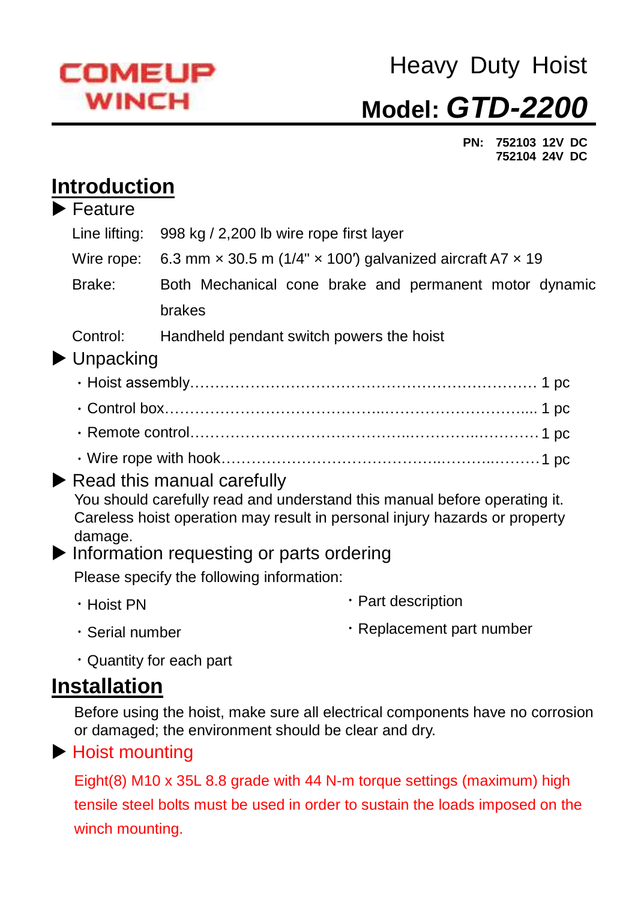COMEUP WINCH

# Heavy Duty Hoist

## Model: *GTD-2200*

**PN: 752103 12V DC**
**752104 24V DC**

## Introduction

### ▶ Feature

Line lifting: 998 kg / 2,200 lb wire rope first layer

Wire rope: 6.3 mm × 30.5 m (1/4" × 100') galvanized aircraft A7 × 19

Brake: Both Mechanical cone brake and permanent motor dynamic brakes

Control: Handheld pendant switch powers the hoist

### ▶ Unpacking

- Hoist assembly…………………………………………………………… 1 pc
- Control box………………………………………………………………… 1 pc
- Remote control…………………………………………………………… 1 pc
- Wire rope with hook……………………………………………………… 1 pc

### ▶ Read this manual carefully

You should carefully read and understand this manual before operating it. Careless hoist operation may result in personal injury hazards or property damage.

### ▶ Information requesting or parts ordering

Please specify the following information:

- Hoist PN
- Serial number
- Quantity for each part
- Part description
- Replacement part number

## Installation

Before using the hoist, make sure all electrical components have no corrosion or damaged; the environment should be clear and dry.

### ▶ Hoist mounting

Eight(8) M10 x 35L 8.8 grade with 44 N-m torque settings (maximum) high tensile steel bolts must be used in order to sustain the loads imposed on the winch mounting.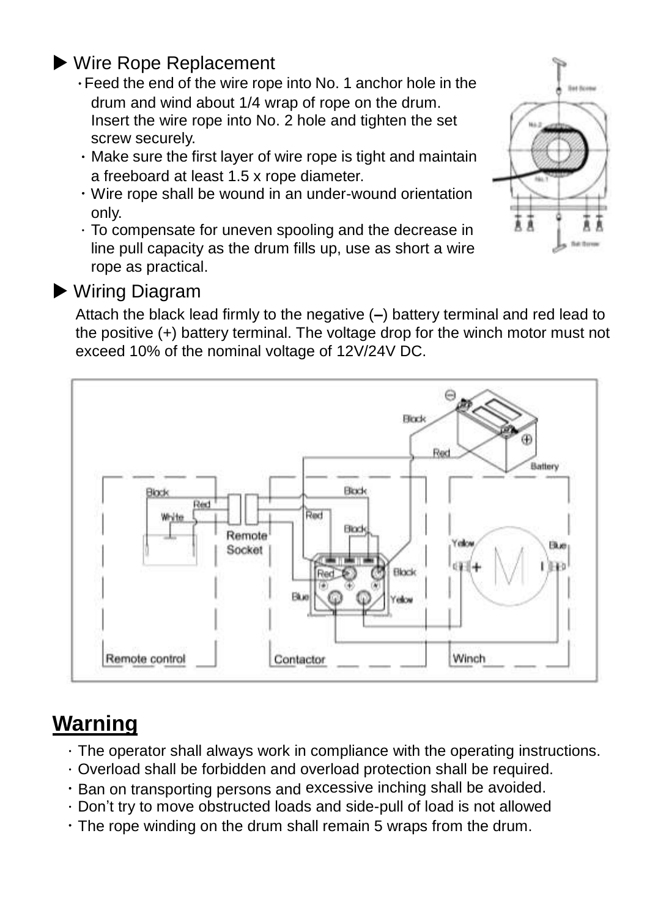## ▶ Wire Rope Replacement

- Feed the end of the wire rope into No. 1 anchor hole in the drum and wind about 1/4 wrap of rope on the drum. Insert the wire rope into No. 2 hole and tighten the set screw securely.
- Make sure the first layer of wire rope is tight and maintain a freeboard at least 1.5 x rope diameter.
- Wire rope shall be wound in an under-wound orientation only.
- To compensate for uneven spooling and the decrease in line pull capacity as the drum fills up, use as short a wire rope as practical.

## ▶ Wiring Diagram

Attach the black lead firmly to the negative (–) battery terminal and red lead to the positive (+) battery terminal. The voltage drop for the winch motor must not exceed 10% of the nominal voltage of 12V/24V DC.

## Warning

- The operator shall always work in compliance with the operating instructions.
- Overload shall be forbidden and overload protection shall be required.
- Ban on transporting persons and excessive inching shall be avoided.
- Don't try to move obstructed loads and side-pull of load is not allowed
- The rope winding on the drum shall remain 5 wraps from the drum.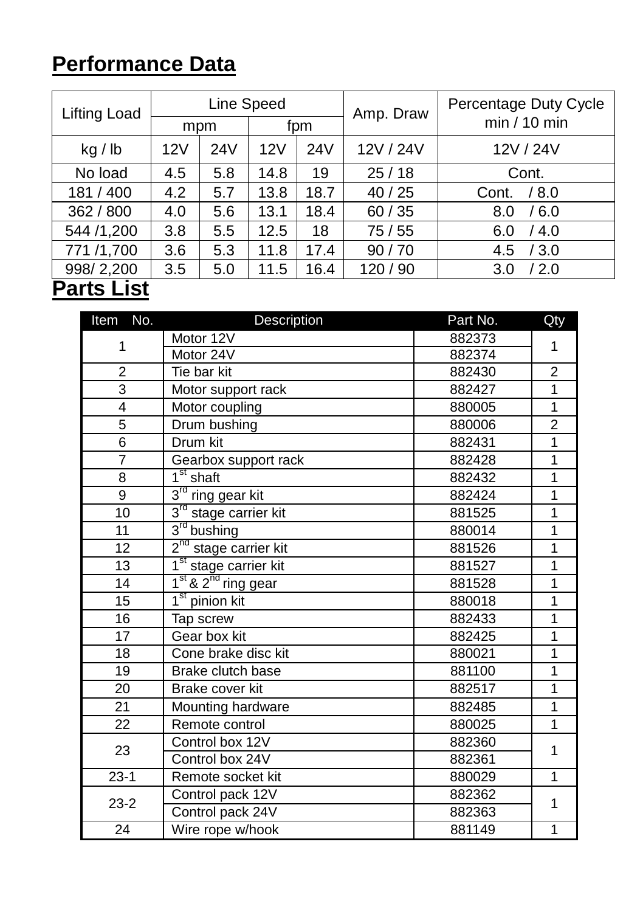## Performance Data

| Lifting Load | Line Speed | | | | Amp. Draw | Percentage Duty Cycle min / 10 min |
|---|---|---|---|---|---|---|
| | mpm | | fpm | | | |
| kg / lb | 12V | 24V | 12V | 24V | 12V / 24V | 12V / 24V |
| No load | 4.5 | 5.8 | 14.8 | 19 | 25 / 18 | Cont. |
| 181 / 400 | 4.2 | 5.7 | 13.8 | 18.7 | 40 / 25 | Cont. / 8.0 |
| 362 / 800 | 4.0 | 5.6 | 13.1 | 18.4 | 60 / 35 | 8.0 / 6.0 |
| 544 /1,200 | 3.8 | 5.5 | 12.5 | 18 | 75 / 55 | 6.0 / 4.0 |
| 771 /1,700 | 3.6 | 5.3 | 11.8 | 17.4 | 90 / 70 | 4.5 / 3.0 |
| 998/ 2,200 | 3.5 | 5.0 | 11.5 | 16.4 | 120 / 90 | 3.0 / 2.0 |

## Parts List

| Item No. | Description | Part No. | Qty |
|---|---|---|---|
| 1 | Motor 12V | 882373 | 1 |
| | Motor 24V | 882374 | |
| 2 | Tie bar kit | 882430 | 2 |
| 3 | Motor support rack | 882427 | 1 |
| 4 | Motor coupling | 880005 | 1 |
| 5 | Drum bushing | 880006 | 2 |
| 6 | Drum kit | 882431 | 1 |
| 7 | Gearbox support rack | 882428 | 1 |
| 8 | 1st shaft | 882432 | 1 |
| 9 | 3rd ring gear kit | 882424 | 1 |
| 10 | 3rd stage carrier kit | 881525 | 1 |
| 11 | 3rd bushing | 880014 | 1 |
| 12 | 2nd stage carrier kit | 881526 | 1 |
| 13 | 1st stage carrier kit | 881527 | 1 |
| 14 | 1st & 2nd ring gear | 881528 | 1 |
| 15 | 1st pinion kit | 880018 | 1 |
| 16 | Tap screw | 882433 | 1 |
| 17 | Gear box kit | 882425 | 1 |
| 18 | Cone brake disc kit | 880021 | 1 |
| 19 | Brake clutch base | 881100 | 1 |
| 20 | Brake cover kit | 882517 | 1 |
| 21 | Mounting hardware | 882485 | 1 |
| 22 | Remote control | 880025 | 1 |
| 23 | Control box 12V | 882360 | 1 |
| | Control box 24V | 882361 | |
| 23-1 | Remote socket kit | 880029 | 1 |
| 23-2 | Control pack 12V | 882362 | 1 |
| | Control pack 24V | 882363 | |
| 24 | Wire rope w/hook | 881149 | 1 |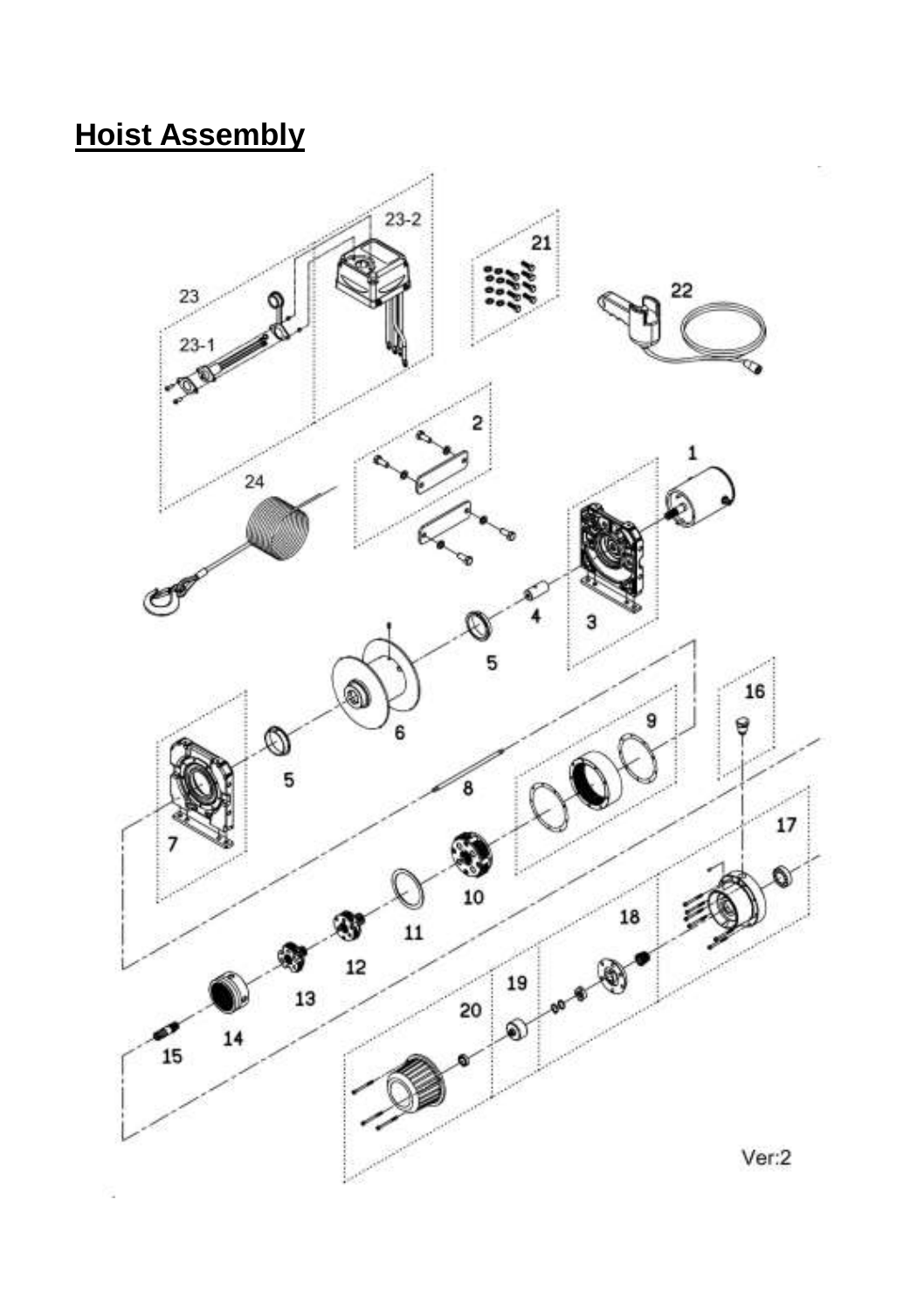## Hoist Assembly

23-2
21
23
22
23-1
2
1
24
4
3
5
6
16
9
5
8
7
17
10
11
18
12
13
19
20
14
15

Ver:2